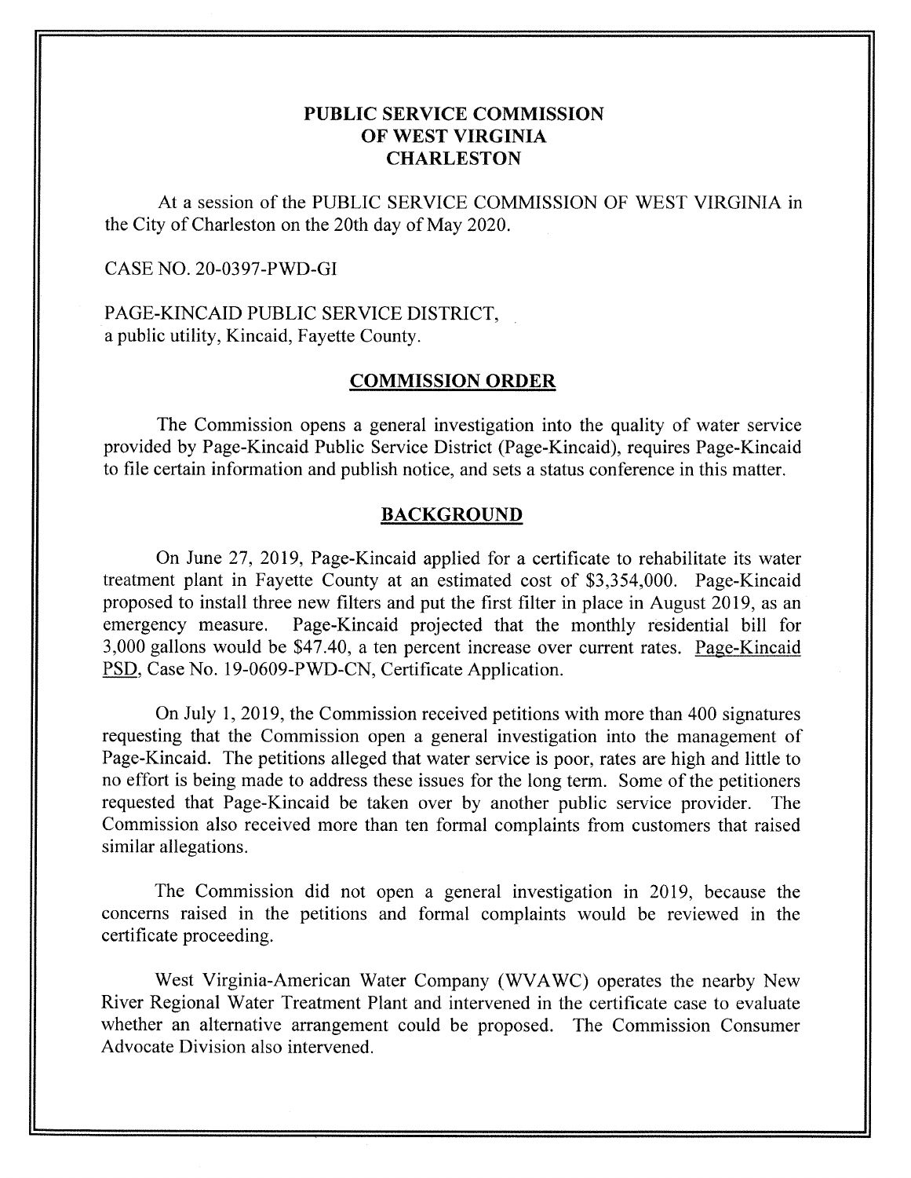# PUBLIC SERVICE COMMISSION OF WEST VIRGINIA CHARLESTON

At a session of the PUBLIC SERVICE COMMISSION OF WEST VIRGINIA in the City of Charleston on the 20th day of May 2020.

CASE NO. 20-0397-PWD-GI

PAGE-KINCAID PUBLIC SERVICE DISTRICT,
a public utility, Kincaid, Fayette County.

## COMMISSION ORDER

The Commission opens a general investigation into the quality of water service provided by Page-Kincaid Public Service District (Page-Kincaid), requires Page-Kincaid to file certain information and publish notice, and sets a status conference in this matter.

## BACKGROUND

On June 27, 2019, Page-Kincaid applied for a certificate to rehabilitate its water treatment plant in Fayette County at an estimated cost of $3,354,000. Page-Kincaid proposed to install three new filters and put the first filter in place in August 2019, as an emergency measure. Page-Kincaid projected that the monthly residential bill for 3,000 gallons would be $47.40, a ten percent increase over current rates. Page-Kincaid PSD, Case No. 19-0609-PWD-CN, Certificate Application.

On July 1, 2019, the Commission received petitions with more than 400 signatures requesting that the Commission open a general investigation into the management of Page-Kincaid. The petitions alleged that water service is poor, rates are high and little to no effort is being made to address these issues for the long term. Some of the petitioners requested that Page-Kincaid be taken over by another public service provider. The Commission also received more than ten formal complaints from customers that raised similar allegations.

The Commission did not open a general investigation in 2019, because the concerns raised in the petitions and formal complaints would be reviewed in the certificate proceeding.

West Virginia-American Water Company (WVAWC) operates the nearby New River Regional Water Treatment Plant and intervened in the certificate case to evaluate whether an alternative arrangement could be proposed. The Commission Consumer Advocate Division also intervened.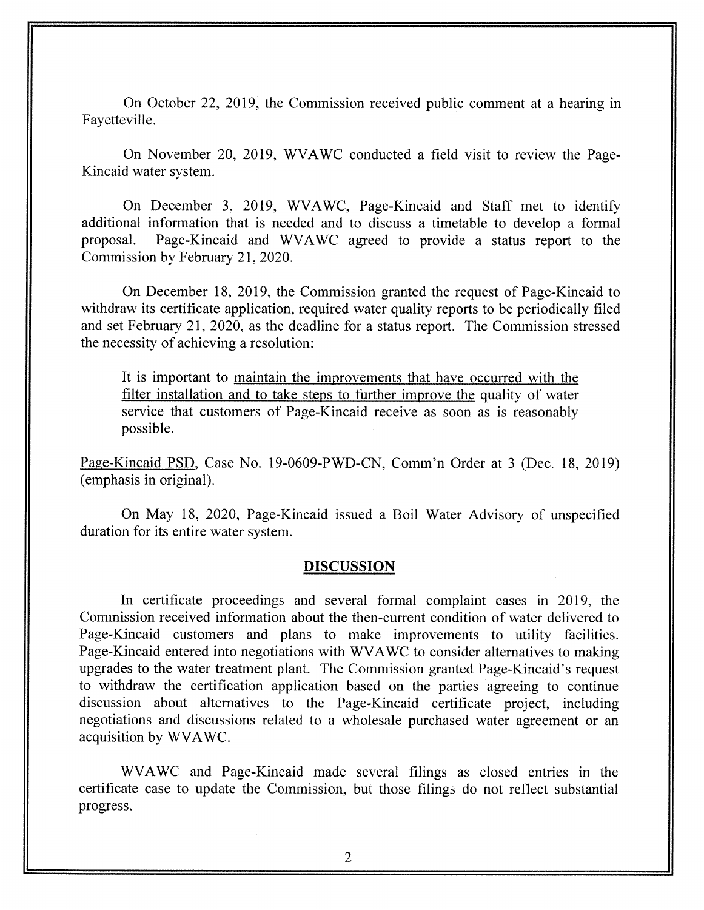On October 22, 2019, the Commission received public comment at a hearing in Fayetteville.

On November 20, 2019, WVAWC conducted a field visit to review the Page-Kincaid water system.

On December 3, 2019, WVAWC, Page-Kincaid and Staff met to identify additional information that is needed and to discuss a timetable to develop a formal proposal. Page-Kincaid and WVAWC agreed to provide a status report to the Commission by February 21, 2020.

On December 18, 2019, the Commission granted the request of Page-Kincaid to withdraw its certificate application, required water quality reports to be periodically filed and set February 21, 2020, as the deadline for a status report. The Commission stressed the necessity of achieving a resolution:

> It is important to <u>maintain the improvements that have occurred with the filter installation and to take steps to further improve the</u> quality of water service that customers of Page-Kincaid receive as soon as is reasonably possible.

<u>Page-Kincaid PSD</u>, Case No. 19-0609-PWD-CN, Comm'n Order at 3 (Dec. 18, 2019) (emphasis in original).

On May 18, 2020, Page-Kincaid issued a Boil Water Advisory of unspecified duration for its entire water system.

## DISCUSSION

In certificate proceedings and several formal complaint cases in 2019, the Commission received information about the then-current condition of water delivered to Page-Kincaid customers and plans to make improvements to utility facilities. Page-Kincaid entered into negotiations with WVAWC to consider alternatives to making upgrades to the water treatment plant. The Commission granted Page-Kincaid's request to withdraw the certification application based on the parties agreeing to continue discussion about alternatives to the Page-Kincaid certificate project, including negotiations and discussions related to a wholesale purchased water agreement or an acquisition by WVAWC.

WVAWC and Page-Kincaid made several filings as closed entries in the certificate case to update the Commission, but those filings do not reflect substantial progress.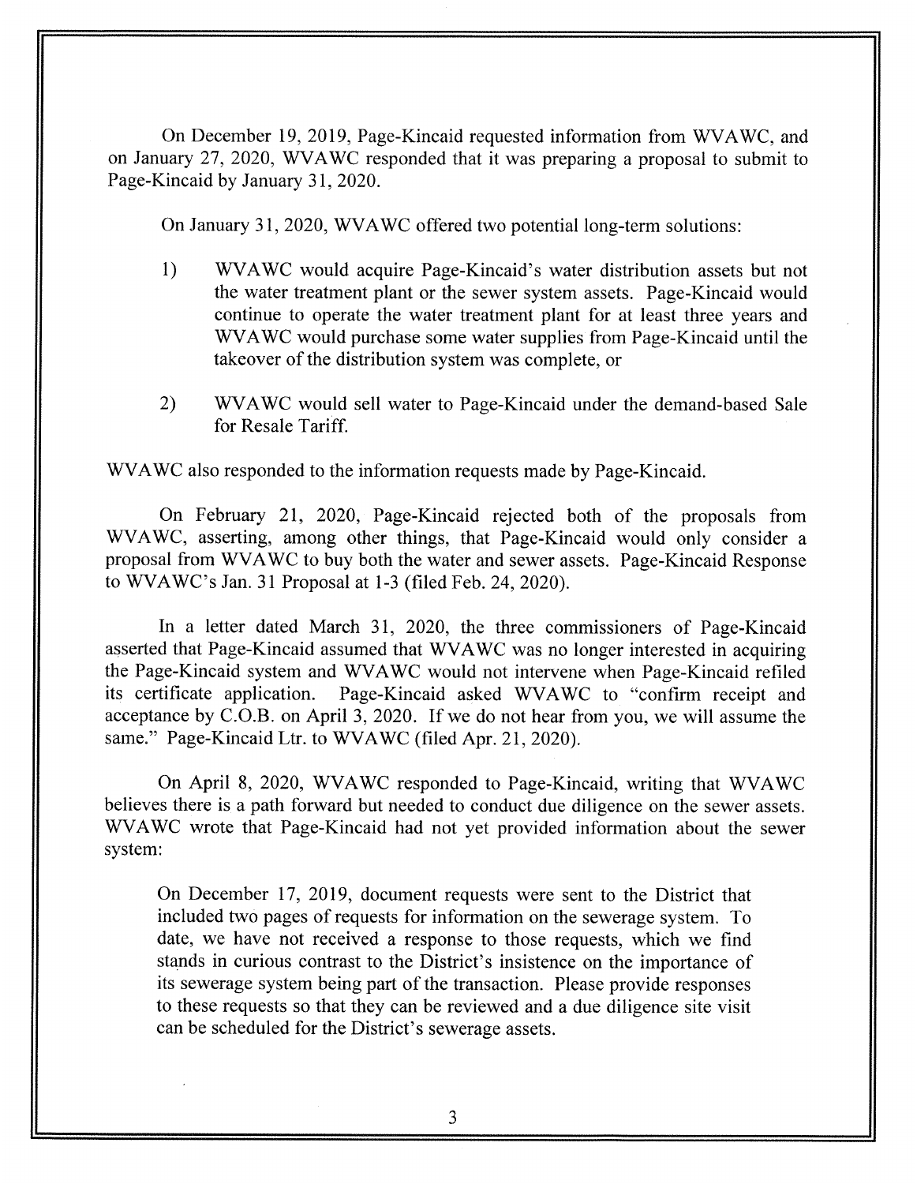On December 19, 2019, Page-Kincaid requested information from WVAWC, and on January 27, 2020, WVAWC responded that it was preparing a proposal to submit to Page-Kincaid by January 31, 2020.

On January 31, 2020, WVAWC offered two potential long-term solutions:

1) WVAWC would acquire Page-Kincaid's water distribution assets but not the water treatment plant or the sewer system assets. Page-Kincaid would continue to operate the water treatment plant for at least three years and WVAWC would purchase some water supplies from Page-Kincaid until the takeover of the distribution system was complete, or

2) WVAWC would sell water to Page-Kincaid under the demand-based Sale for Resale Tariff.

WVAWC also responded to the information requests made by Page-Kincaid.

On February 21, 2020, Page-Kincaid rejected both of the proposals from WVAWC, asserting, among other things, that Page-Kincaid would only consider a proposal from WVAWC to buy both the water and sewer assets. Page-Kincaid Response to WVAWC's Jan. 31 Proposal at 1-3 (filed Feb. 24, 2020).

In a letter dated March 31, 2020, the three commissioners of Page-Kincaid asserted that Page-Kincaid assumed that WVAWC was no longer interested in acquiring the Page-Kincaid system and WVAWC would not intervene when Page-Kincaid refiled its certificate application. Page-Kincaid asked WVAWC to "confirm receipt and acceptance by C.O.B. on April 3, 2020. If we do not hear from you, we will assume the same." Page-Kincaid Ltr. to WVAWC (filed Apr. 21, 2020).

On April 8, 2020, WVAWC responded to Page-Kincaid, writing that WVAWC believes there is a path forward but needed to conduct due diligence on the sewer assets. WVAWC wrote that Page-Kincaid had not yet provided information about the sewer system:

> On December 17, 2019, document requests were sent to the District that included two pages of requests for information on the sewerage system. To date, we have not received a response to those requests, which we find stands in curious contrast to the District's insistence on the importance of its sewerage system being part of the transaction. Please provide responses to these requests so that they can be reviewed and a due diligence site visit can be scheduled for the District's sewerage assets.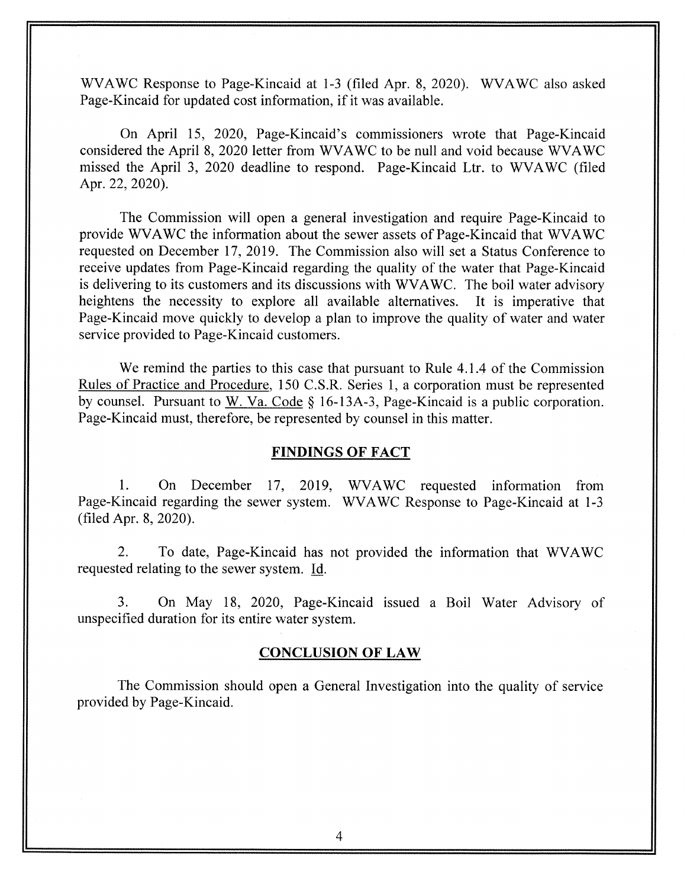WVAWC Response to Page-Kincaid at 1-3 (filed Apr. 8, 2020). WVAWC also asked Page-Kincaid for updated cost information, if it was available.

On April 15, 2020, Page-Kincaid's commissioners wrote that Page-Kincaid considered the April 8, 2020 letter from WVAWC to be null and void because WVAWC missed the April 3, 2020 deadline to respond. Page-Kincaid Ltr. to WVAWC (filed Apr. 22, 2020).

The Commission will open a general investigation and require Page-Kincaid to provide WVAWC the information about the sewer assets of Page-Kincaid that WVAWC requested on December 17, 2019. The Commission also will set a Status Conference to receive updates from Page-Kincaid regarding the quality of the water that Page-Kincaid is delivering to its customers and its discussions with WVAWC. The boil water advisory heightens the necessity to explore all available alternatives. It is imperative that Page-Kincaid move quickly to develop a plan to improve the quality of water and water service provided to Page-Kincaid customers.

We remind the parties to this case that pursuant to Rule 4.1.4 of the Commission Rules of Practice and Procedure, 150 C.S.R. Series 1, a corporation must be represented by counsel. Pursuant to W. Va. Code § 16-13A-3, Page-Kincaid is a public corporation. Page-Kincaid must, therefore, be represented by counsel in this matter.

## FINDINGS OF FACT

1. On December 17, 2019, WVAWC requested information from Page-Kincaid regarding the sewer system. WVAWC Response to Page-Kincaid at 1-3 (filed Apr. 8, 2020).

2. To date, Page-Kincaid has not provided the information that WVAWC requested relating to the sewer system. Id.

3. On May 18, 2020, Page-Kincaid issued a Boil Water Advisory of unspecified duration for its entire water system.

## CONCLUSION OF LAW

The Commission should open a General Investigation into the quality of service provided by Page-Kincaid.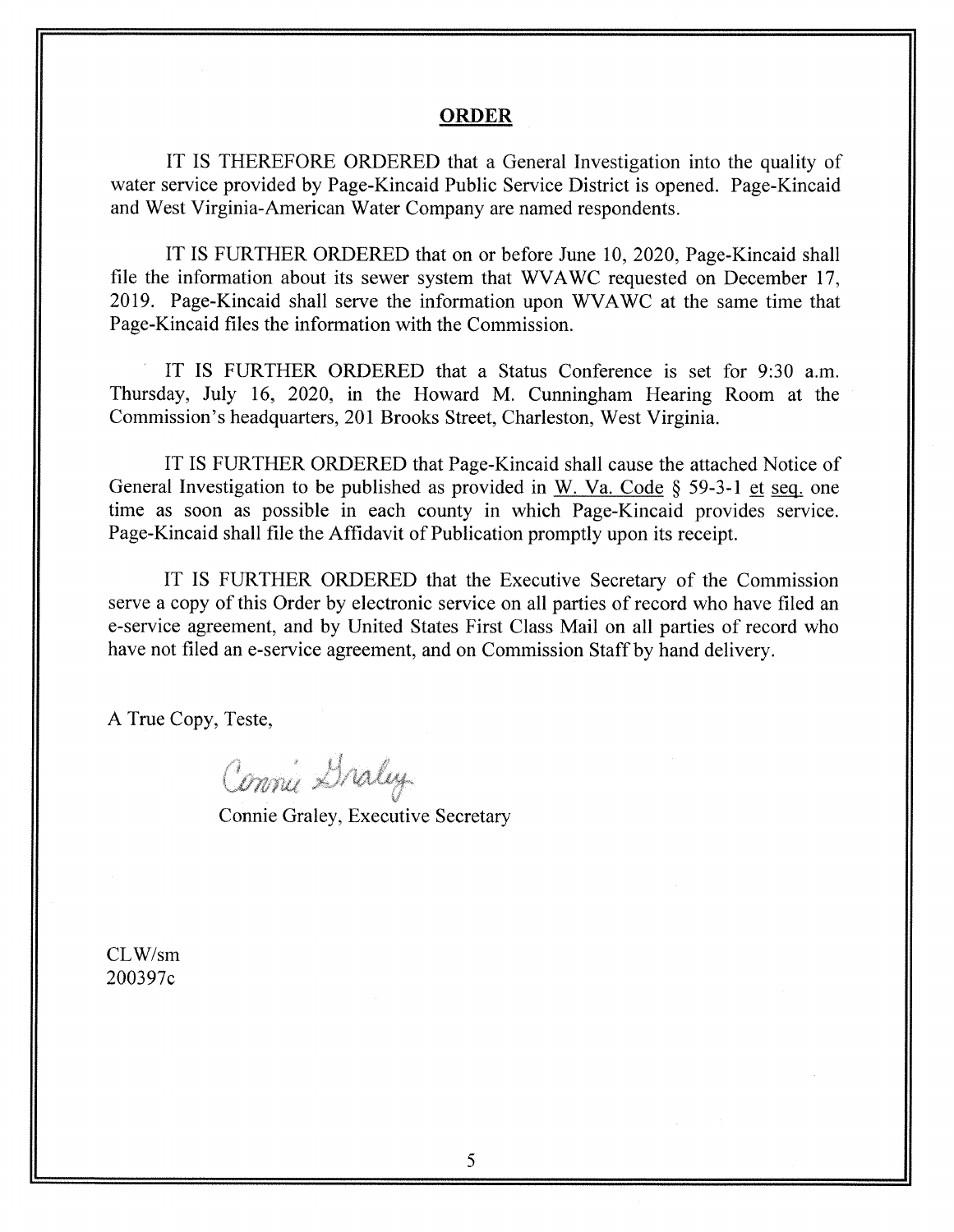## ORDER

IT IS THEREFORE ORDERED that a General Investigation into the quality of water service provided by Page-Kincaid Public Service District is opened. Page-Kincaid and West Virginia-American Water Company are named respondents.

IT IS FURTHER ORDERED that on or before June 10, 2020, Page-Kincaid shall file the information about its sewer system that WVAWC requested on December 17, 2019. Page-Kincaid shall serve the information upon WVAWC at the same time that Page-Kincaid files the information with the Commission.

IT IS FURTHER ORDERED that a Status Conference is set for 9:30 a.m. Thursday, July 16, 2020, in the Howard M. Cunningham Hearing Room at the Commission's headquarters, 201 Brooks Street, Charleston, West Virginia.

IT IS FURTHER ORDERED that Page-Kincaid shall cause the attached Notice of General Investigation to be published as provided in W. Va. Code § 59-3-1 et seq. one time as soon as possible in each county in which Page-Kincaid provides service. Page-Kincaid shall file the Affidavit of Publication promptly upon its receipt.

IT IS FURTHER ORDERED that the Executive Secretary of the Commission serve a copy of this Order by electronic service on all parties of record who have filed an e-service agreement, and by United States First Class Mail on all parties of record who have not filed an e-service agreement, and on Commission Staff by hand delivery.

A True Copy, Teste,

Connie Graley

Connie Graley, Executive Secretary

CLW/sm
200397c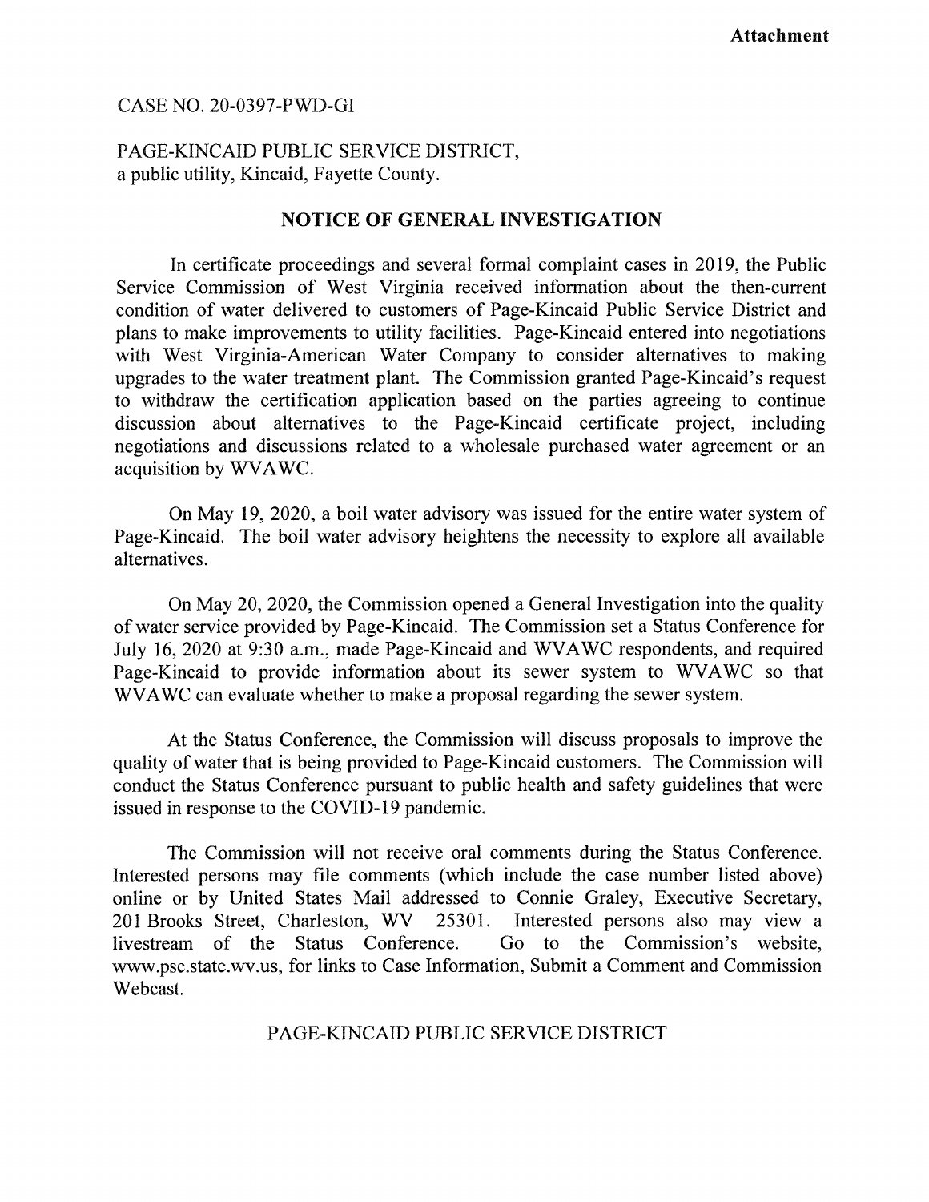**Attachment**

CASE NO. 20-0397-PWD-GI

PAGE-KINCAID PUBLIC SERVICE DISTRICT,
a public utility, Kincaid, Fayette County.

## NOTICE OF GENERAL INVESTIGATION

In certificate proceedings and several formal complaint cases in 2019, the Public Service Commission of West Virginia received information about the then-current condition of water delivered to customers of Page-Kincaid Public Service District and plans to make improvements to utility facilities. Page-Kincaid entered into negotiations with West Virginia-American Water Company to consider alternatives to making upgrades to the water treatment plant. The Commission granted Page-Kincaid's request to withdraw the certification application based on the parties agreeing to continue discussion about alternatives to the Page-Kincaid certificate project, including negotiations and discussions related to a wholesale purchased water agreement or an acquisition by WVAWC.

On May 19, 2020, a boil water advisory was issued for the entire water system of Page-Kincaid. The boil water advisory heightens the necessity to explore all available alternatives.

On May 20, 2020, the Commission opened a General Investigation into the quality of water service provided by Page-Kincaid. The Commission set a Status Conference for July 16, 2020 at 9:30 a.m., made Page-Kincaid and WVAWC respondents, and required Page-Kincaid to provide information about its sewer system to WVAWC so that WVAWC can evaluate whether to make a proposal regarding the sewer system.

At the Status Conference, the Commission will discuss proposals to improve the quality of water that is being provided to Page-Kincaid customers. The Commission will conduct the Status Conference pursuant to public health and safety guidelines that were issued in response to the COVID-19 pandemic.

The Commission will not receive oral comments during the Status Conference. Interested persons may file comments (which include the case number listed above) online or by United States Mail addressed to Connie Graley, Executive Secretary, 201 Brooks Street, Charleston, WV 25301. Interested persons also may view a livestream of the Status Conference. Go to the Commission's website, www.psc.state.wv.us, for links to Case Information, Submit a Comment and Commission Webcast.

PAGE-KINCAID PUBLIC SERVICE DISTRICT